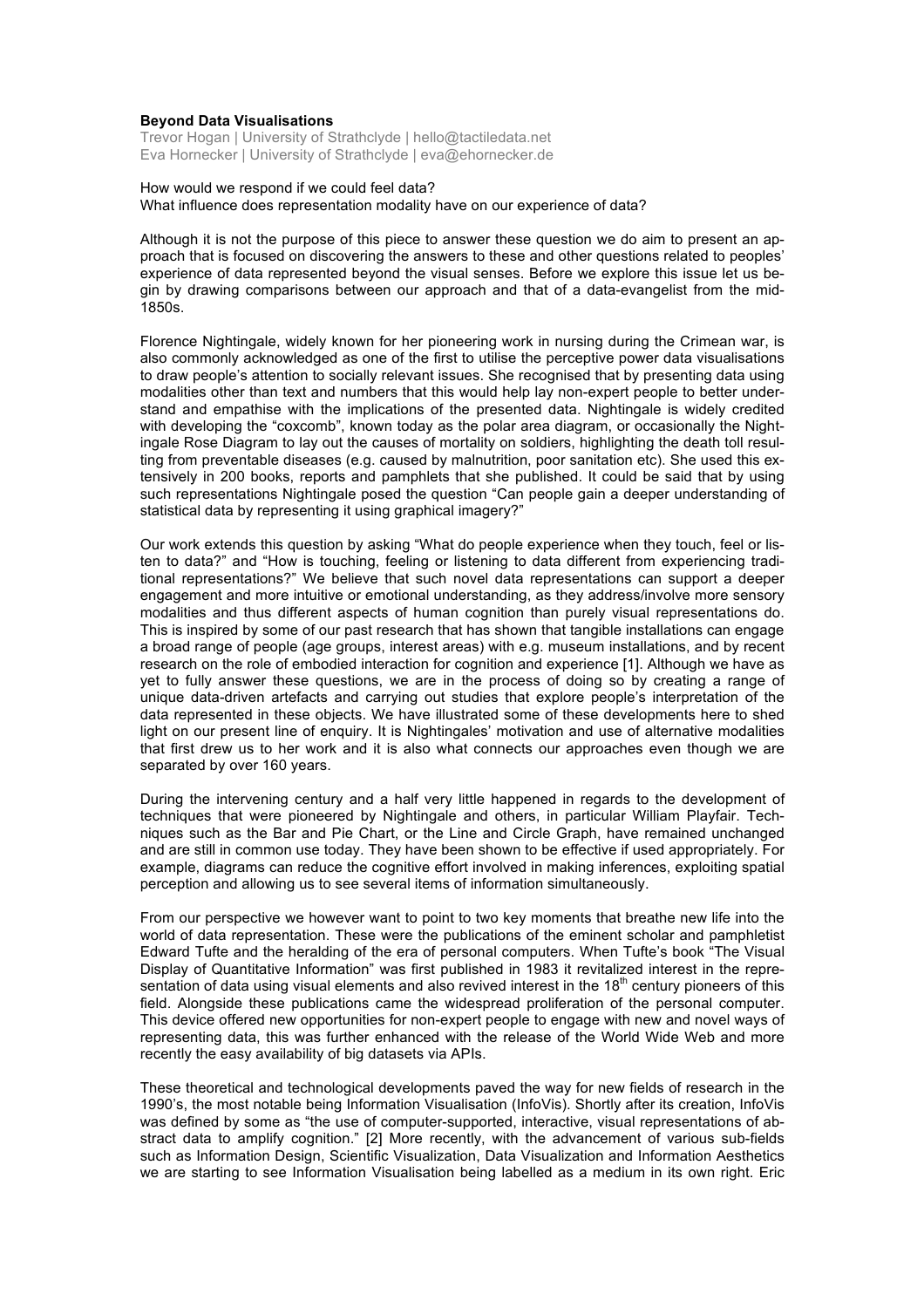**Beyond Data Visualisations**

Trevor Hogan | University of Strathclyde | hello@tactiledata.net
Eva Hornecker | University of Strathclyde | eva@ehornecker.de

How would we respond if we could feel data?
What influence does representation modality have on our experience of data?

Although it is not the purpose of this piece to answer these question we do aim to present an approach that is focused on discovering the answers to these and other questions related to peoples' experience of data represented beyond the visual senses. Before we explore this issue let us begin by drawing comparisons between our approach and that of a data-evangelist from the mid-1850s.

Florence Nightingale, widely known for her pioneering work in nursing during the Crimean war, is also commonly acknowledged as one of the first to utilise the perceptive power data visualisations to draw people's attention to socially relevant issues. She recognised that by presenting data using modalities other than text and numbers that this would help lay non-expert people to better understand and empathise with the implications of the presented data. Nightingale is widely credited with developing the "coxcomb", known today as the polar area diagram, or occasionally the Nightingale Rose Diagram to lay out the causes of mortality on soldiers, highlighting the death toll resulting from preventable diseases (e.g. caused by malnutrition, poor sanitation etc). She used this extensively in 200 books, reports and pamphlets that she published. It could be said that by using such representations Nightingale posed the question "Can people gain a deeper understanding of statistical data by representing it using graphical imagery?"

Our work extends this question by asking "What do people experience when they touch, feel or listen to data?" and "How is touching, feeling or listening to data different from experiencing traditional representations?" We believe that such novel data representations can support a deeper engagement and more intuitive or emotional understanding, as they address/involve more sensory modalities and thus different aspects of human cognition than purely visual representations do. This is inspired by some of our past research that has shown that tangible installations can engage a broad range of people (age groups, interest areas) with e.g. museum installations, and by recent research on the role of embodied interaction for cognition and experience [1]. Although we have as yet to fully answer these questions, we are in the process of doing so by creating a range of unique data-driven artefacts and carrying out studies that explore people's interpretation of the data represented in these objects. We have illustrated some of these developments here to shed light on our present line of enquiry. It is Nightingales' motivation and use of alternative modalities that first drew us to her work and it is also what connects our approaches even though we are separated by over 160 years.

During the intervening century and a half very little happened in regards to the development of techniques that were pioneered by Nightingale and others, in particular William Playfair. Techniques such as the Bar and Pie Chart, or the Line and Circle Graph, have remained unchanged and are still in common use today. They have been shown to be effective if used appropriately. For example, diagrams can reduce the cognitive effort involved in making inferences, exploiting spatial perception and allowing us to see several items of information simultaneously.

From our perspective we however want to point to two key moments that breathe new life into the world of data representation. These were the publications of the eminent scholar and pamphletist Edward Tufte and the heralding of the era of personal computers. When Tufte's book "The Visual Display of Quantitative Information" was first published in 1983 it revitalized interest in the representation of data using visual elements and also revived interest in the 18th century pioneers of this field. Alongside these publications came the widespread proliferation of the personal computer. This device offered new opportunities for non-expert people to engage with new and novel ways of representing data, this was further enhanced with the release of the World Wide Web and more recently the easy availability of big datasets via APIs.

These theoretical and technological developments paved the way for new fields of research in the 1990's, the most notable being Information Visualisation (InfoVis). Shortly after its creation, InfoVis was defined by some as "the use of computer-supported, interactive, visual representations of abstract data to amplify cognition." [2] More recently, with the advancement of various sub-fields such as Information Design, Scientific Visualization, Data Visualization and Information Aesthetics we are starting to see Information Visualisation being labelled as a medium in its own right. Eric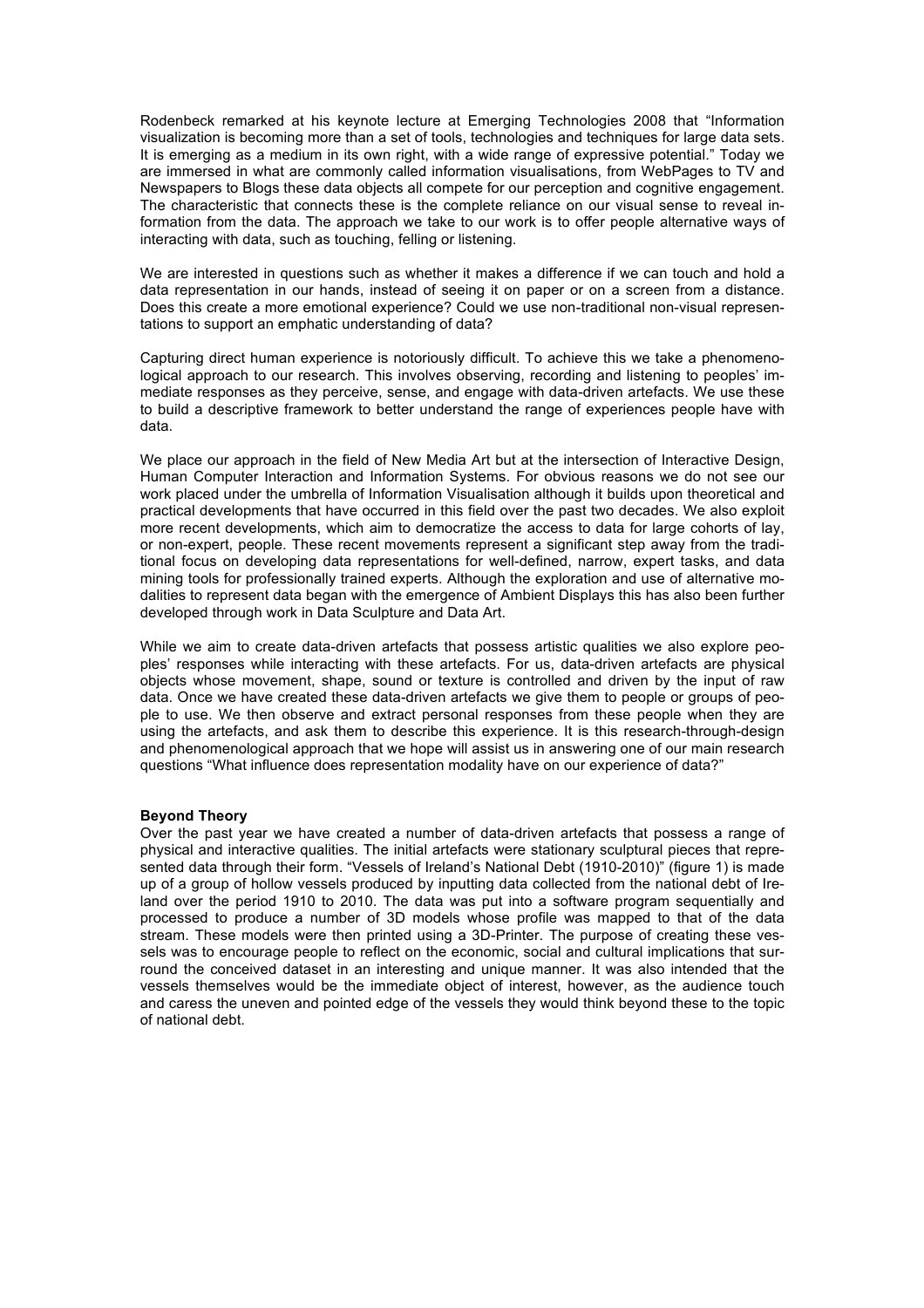Rodenbeck remarked at his keynote lecture at Emerging Technologies 2008 that "Information visualization is becoming more than a set of tools, technologies and techniques for large data sets. It is emerging as a medium in its own right, with a wide range of expressive potential." Today we are immersed in what are commonly called information visualisations, from WebPages to TV and Newspapers to Blogs these data objects all compete for our perception and cognitive engagement. The characteristic that connects these is the complete reliance on our visual sense to reveal information from the data. The approach we take to our work is to offer people alternative ways of interacting with data, such as touching, felling or listening.

We are interested in questions such as whether it makes a difference if we can touch and hold a data representation in our hands, instead of seeing it on paper or on a screen from a distance. Does this create a more emotional experience? Could we use non-traditional non-visual representations to support an emphatic understanding of data?

Capturing direct human experience is notoriously difficult. To achieve this we take a phenomenological approach to our research. This involves observing, recording and listening to peoples' immediate responses as they perceive, sense, and engage with data-driven artefacts. We use these to build a descriptive framework to better understand the range of experiences people have with data.

We place our approach in the field of New Media Art but at the intersection of Interactive Design, Human Computer Interaction and Information Systems. For obvious reasons we do not see our work placed under the umbrella of Information Visualisation although it builds upon theoretical and practical developments that have occurred in this field over the past two decades. We also exploit more recent developments, which aim to democratize the access to data for large cohorts of lay, or non-expert, people. These recent movements represent a significant step away from the traditional focus on developing data representations for well-defined, narrow, expert tasks, and data mining tools for professionally trained experts. Although the exploration and use of alternative modalities to represent data began with the emergence of Ambient Displays this has also been further developed through work in Data Sculpture and Data Art.

While we aim to create data-driven artefacts that possess artistic qualities we also explore peoples' responses while interacting with these artefacts. For us, data-driven artefacts are physical objects whose movement, shape, sound or texture is controlled and driven by the input of raw data. Once we have created these data-driven artefacts we give them to people or groups of people to use. We then observe and extract personal responses from these people when they are using the artefacts, and ask them to describe this experience. It is this research-through-design and phenomenological approach that we hope will assist us in answering one of our main research questions "What influence does representation modality have on our experience of data?"

**Beyond Theory**

Over the past year we have created a number of data-driven artefacts that possess a range of physical and interactive qualities. The initial artefacts were stationary sculptural pieces that represented data through their form. "Vessels of Ireland's National Debt (1910-2010)" (figure 1) is made up of a group of hollow vessels produced by inputting data collected from the national debt of Ireland over the period 1910 to 2010. The data was put into a software program sequentially and processed to produce a number of 3D models whose profile was mapped to that of the data stream. These models were then printed using a 3D-Printer. The purpose of creating these vessels was to encourage people to reflect on the economic, social and cultural implications that surround the conceived dataset in an interesting and unique manner. It was also intended that the vessels themselves would be the immediate object of interest, however, as the audience touch and caress the uneven and pointed edge of the vessels they would think beyond these to the topic of national debt.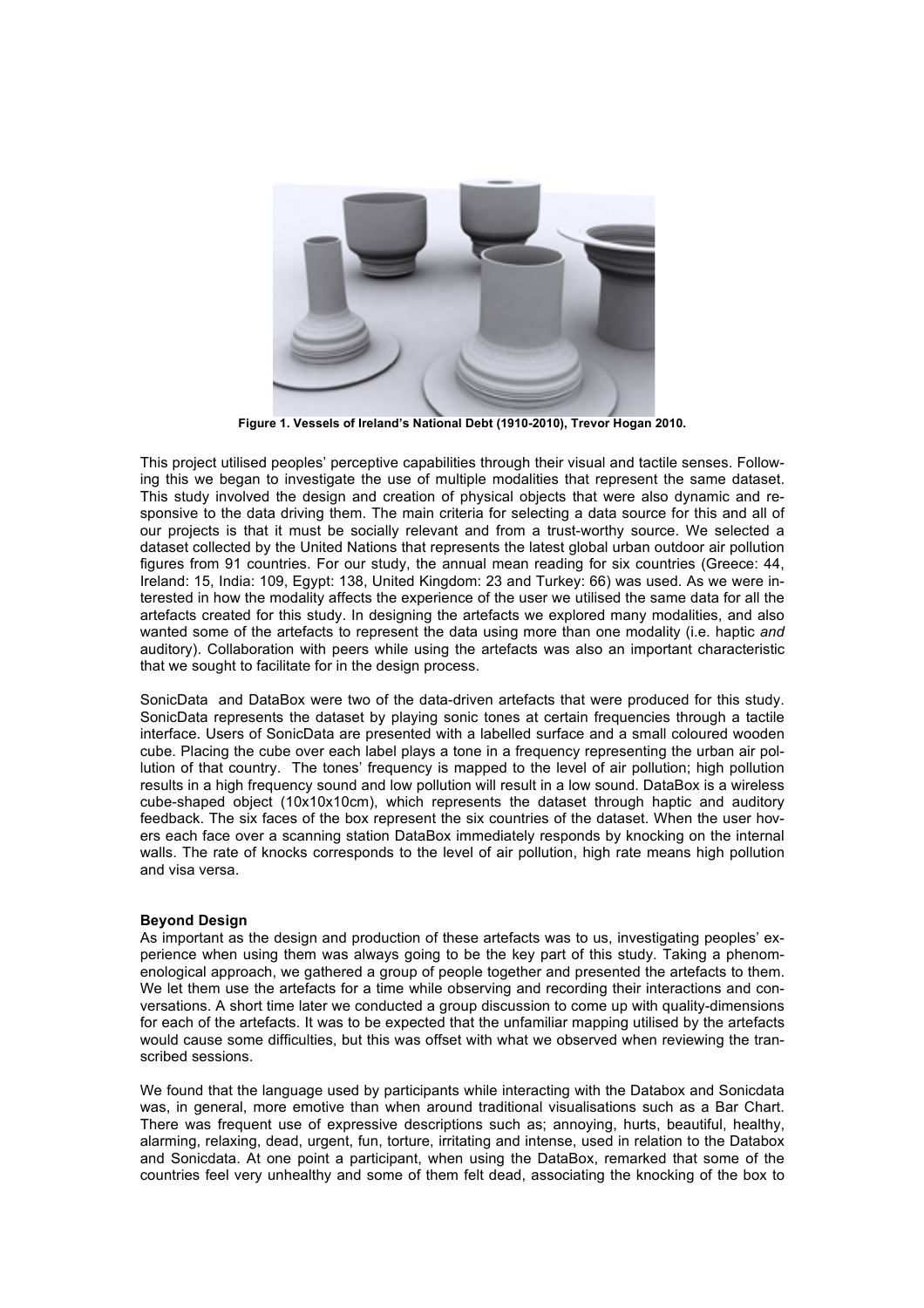**Figure 1. Vessels of Ireland's National Debt (1910-2010), Trevor Hogan 2010.**

This project utilised peoples' perceptive capabilities through their visual and tactile senses. Following this we began to investigate the use of multiple modalities that represent the same dataset. This study involved the design and creation of physical objects that were also dynamic and responsive to the data driving them. The main criteria for selecting a data source for this and all of our projects is that it must be socially relevant and from a trust-worthy source. We selected a dataset collected by the United Nations that represents the latest global urban outdoor air pollution figures from 91 countries. For our study, the annual mean reading for six countries (Greece: 44, Ireland: 15, India: 109, Egypt: 138, United Kingdom: 23 and Turkey: 66) was used. As we were interested in how the modality affects the experience of the user we utilised the same data for all the artefacts created for this study. In designing the artefacts we explored many modalities, and also wanted some of the artefacts to represent the data using more than one modality (i.e. haptic *and* auditory). Collaboration with peers while using the artefacts was also an important characteristic that we sought to facilitate for in the design process.

SonicData and DataBox were two of the data-driven artefacts that were produced for this study. SonicData represents the dataset by playing sonic tones at certain frequencies through a tactile interface. Users of SonicData are presented with a labelled surface and a small coloured wooden cube. Placing the cube over each label plays a tone in a frequency representing the urban air pollution of that country. The tones' frequency is mapped to the level of air pollution; high pollution results in a high frequency sound and low pollution will result in a low sound. DataBox is a wireless cube-shaped object (10x10x10cm), which represents the dataset through haptic and auditory feedback. The six faces of the box represent the six countries of the dataset. When the user hovers each face over a scanning station DataBox immediately responds by knocking on the internal walls. The rate of knocks corresponds to the level of air pollution, high rate means high pollution and visa versa.

**Beyond Design**

As important as the design and production of these artefacts was to us, investigating peoples' experience when using them was always going to be the key part of this study. Taking a phenomenological approach, we gathered a group of people together and presented the artefacts to them. We let them use the artefacts for a time while observing and recording their interactions and conversations. A short time later we conducted a group discussion to come up with quality-dimensions for each of the artefacts. It was to be expected that the unfamiliar mapping utilised by the artefacts would cause some difficulties, but this was offset with what we observed when reviewing the transcribed sessions.

We found that the language used by participants while interacting with the Databox and Sonicdata was, in general, more emotive than when around traditional visualisations such as a Bar Chart. There was frequent use of expressive descriptions such as; annoying, hurts, beautiful, healthy, alarming, relaxing, dead, urgent, fun, torture, irritating and intense, used in relation to the Databox and Sonicdata. At one point a participant, when using the DataBox, remarked that some of the countries feel very unhealthy and some of them felt dead, associating the knocking of the box to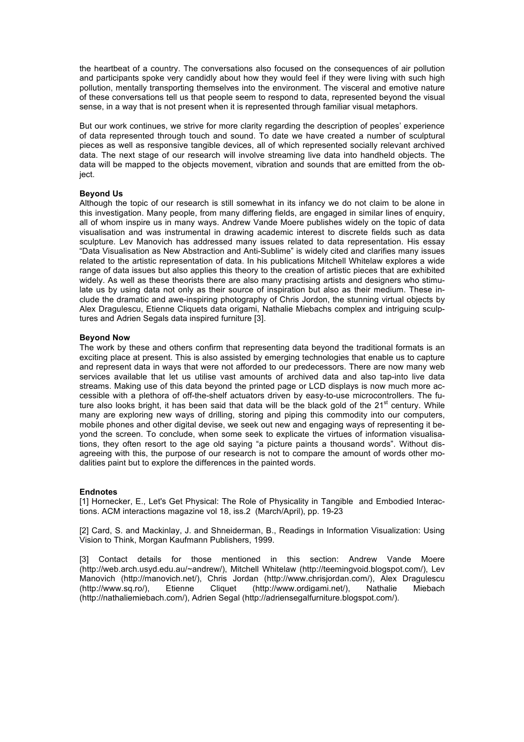the heartbeat of a country. The conversations also focused on the consequences of air pollution and participants spoke very candidly about how they would feel if they were living with such high pollution, mentally transporting themselves into the environment. The visceral and emotive nature of these conversations tell us that people seem to respond to data, represented beyond the visual sense, in a way that is not present when it is represented through familiar visual metaphors.

But our work continues, we strive for more clarity regarding the description of peoples' experience of data represented through touch and sound. To date we have created a number of sculptural pieces as well as responsive tangible devices, all of which represented socially relevant archived data. The next stage of our research will involve streaming live data into handheld objects. The data will be mapped to the objects movement, vibration and sounds that are emitted from the object.

**Beyond Us**

Although the topic of our research is still somewhat in its infancy we do not claim to be alone in this investigation. Many people, from many differing fields, are engaged in similar lines of enquiry, all of whom inspire us in many ways. Andrew Vande Moere publishes widely on the topic of data visualisation and was instrumental in drawing academic interest to discrete fields such as data sculpture. Lev Manovich has addressed many issues related to data representation. His essay "Data Visualisation as New Abstraction and Anti-Sublime" is widely cited and clarifies many issues related to the artistic representation of data. In his publications Mitchell Whitelaw explores a wide range of data issues but also applies this theory to the creation of artistic pieces that are exhibited widely. As well as these theorists there are also many practising artists and designers who stimulate us by using data not only as their source of inspiration but also as their medium. These include the dramatic and awe-inspiring photography of Chris Jordon, the stunning virtual objects by Alex Dragulescu, Etienne Cliquets data origami, Nathalie Miebachs complex and intriguing sculptures and Adrien Segals data inspired furniture [3].

**Beyond Now**

The work by these and others confirm that representing data beyond the traditional formats is an exciting place at present. This is also assisted by emerging technologies that enable us to capture and represent data in ways that were not afforded to our predecessors. There are now many web services available that let us utilise vast amounts of archived data and also tap-into live data streams. Making use of this data beyond the printed page or LCD displays is now much more accessible with a plethora of off-the-shelf actuators driven by easy-to-use microcontrollers. The future also looks bright, it has been said that data will be the black gold of the 21st century. While many are exploring new ways of drilling, storing and piping this commodity into our computers, mobile phones and other digital devise, we seek out new and engaging ways of representing it beyond the screen. To conclude, when some seek to explicate the virtues of information visualisations, they often resort to the age old saying "a picture paints a thousand words". Without disagreeing with this, the purpose of our research is not to compare the amount of words other modalities paint but to explore the differences in the painted words.

**Endnotes**

[1] Hornecker, E., Let's Get Physical: The Role of Physicality in Tangible and Embodied Interactions. ACM interactions magazine vol 18, iss.2 (March/April), pp. 19-23

[2] Card, S. and Mackinlay, J. and Shneiderman, B., Readings in Information Visualization: Using Vision to Think, Morgan Kaufmann Publishers, 1999.

[3] Contact details for those mentioned in this section: Andrew Vande Moere (http://web.arch.usyd.edu.au/~andrew/), Mitchell Whitelaw (http://teemingvoid.blogspot.com/), Lev Manovich (http://manovich.net/), Chris Jordan (http://www.chrisjordan.com/), Alex Dragulescu (http://www.sq.ro/), Etienne Cliquet (http://www.ordigami.net/), Nathalie Miebach (http://nathaliemiebach.com/), Adrien Segal (http://adriensegalfurniture.blogspot.com/).